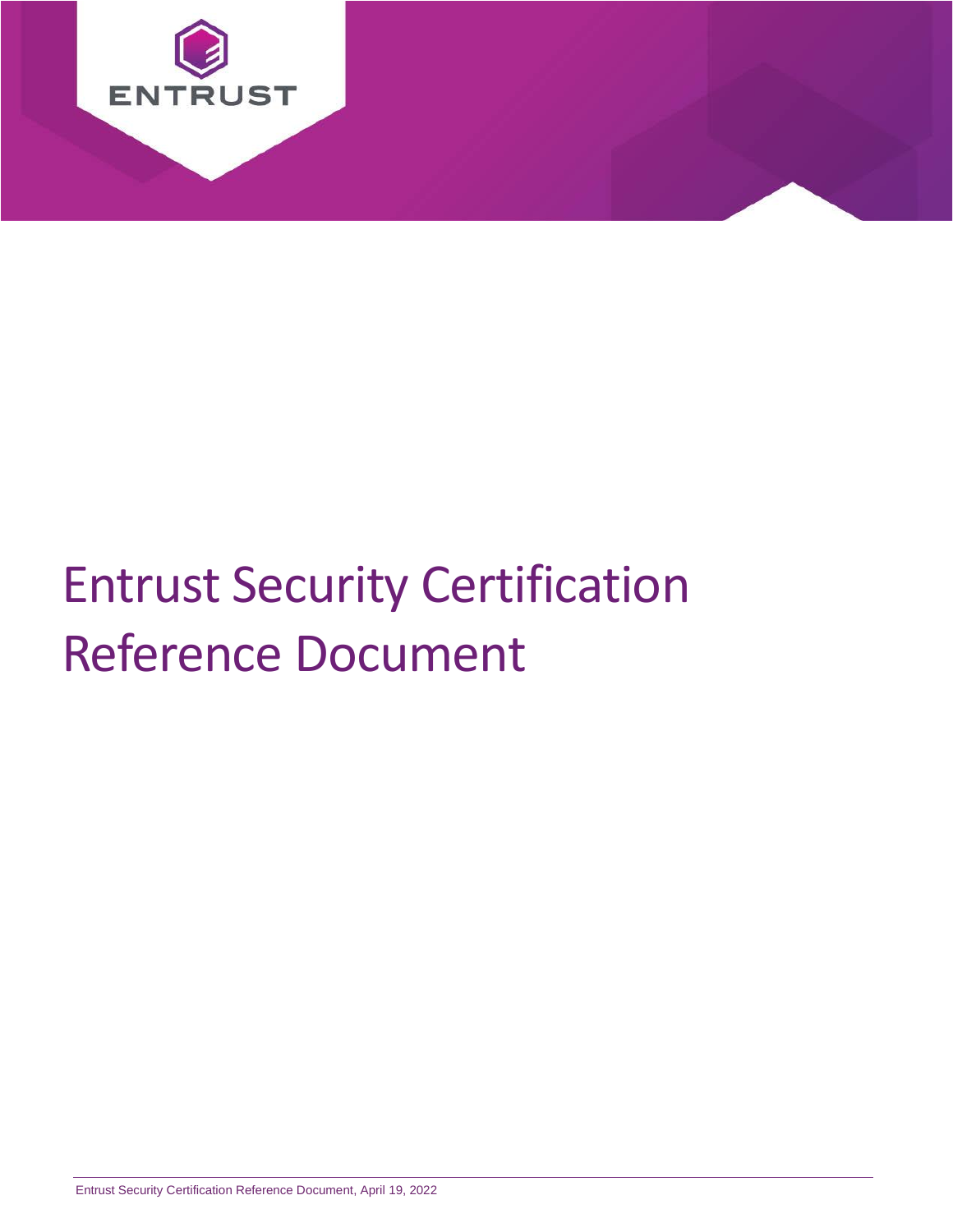ENTRUST

# Entrust Security Certification Reference Document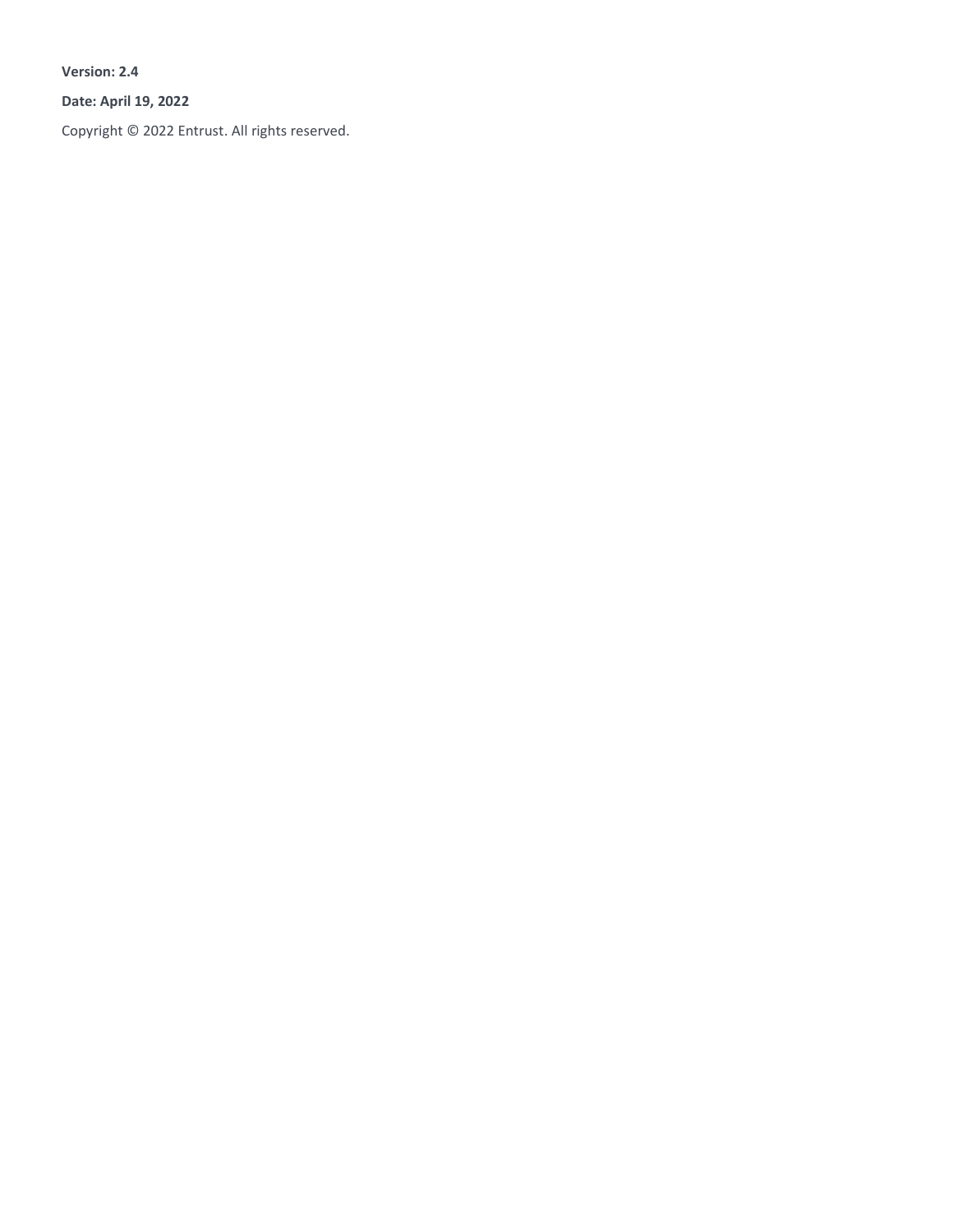**Version: 2.4**

**Date: April 19, 2022**

Copyright © 2022 Entrust. All rights reserved.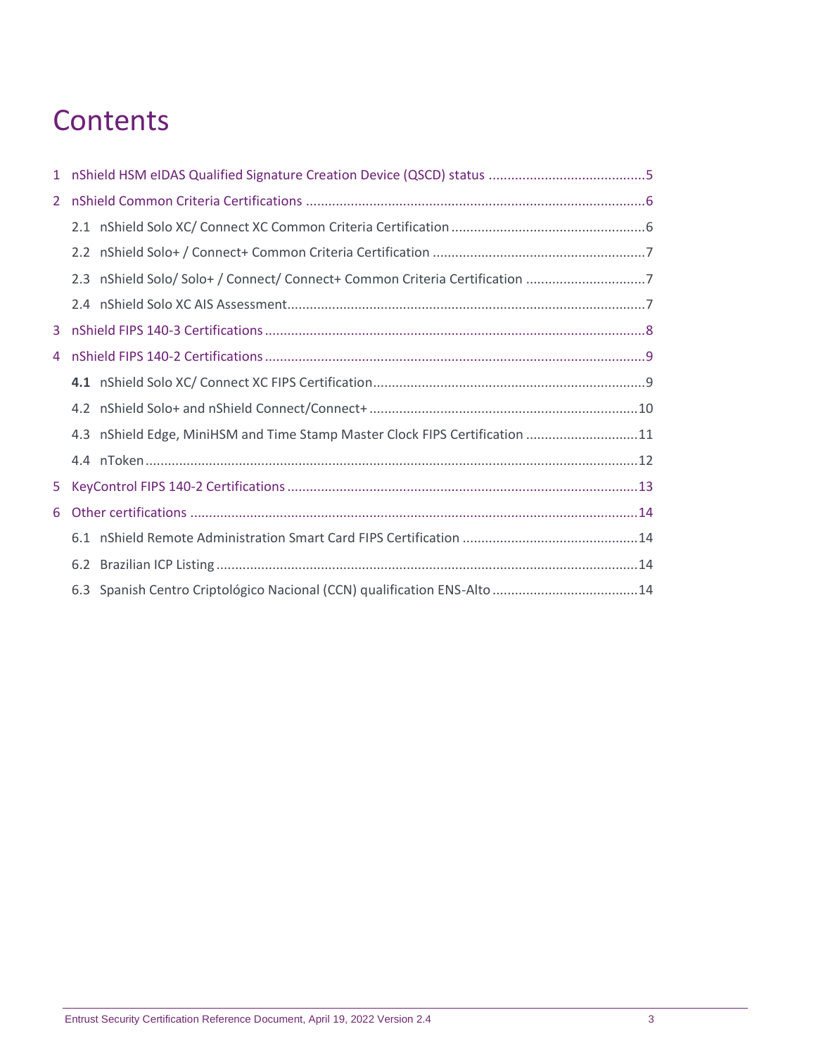# Contents

1 nShield HSM eIDAS Qualified Signature Creation Device (QSCD) status .......................................... 5

2 nShield Common Criteria Certifications .......................................................................................... 6

  2.1 nShield Solo XC/ Connect XC Common Criteria Certification .................................................... 6

  2.2 nShield Solo+ / Connect+ Common Criteria Certification ......................................................... 7

  2.3 nShield Solo/ Solo+ / Connect/ Connect+ Common Criteria Certification ................................ 7

  2.4 nShield Solo XC AIS Assessment ............................................................................................... 7

3 nShield FIPS 140-3 Certifications ..................................................................................................... 8

4 nShield FIPS 140-2 Certifications ..................................................................................................... 9

  **4.1** nShield Solo XC/ Connect XC FIPS Certification ........................................................................ 9

  4.2 nShield Solo+ and nShield Connect/Connect+ ....................................................................... 10

  4.3 nShield Edge, MiniHSM and Time Stamp Master Clock FIPS Certification .............................. 11

  4.4 nToken ................................................................................................................................... 12

5 KeyControl FIPS 140-2 Certifications ............................................................................................. 13

6 Other certifications ........................................................................................................................ 14

  6.1 nShield Remote Administration Smart Card FIPS Certification ............................................... 14

  6.2 Brazilian ICP Listing ................................................................................................................ 14

  6.3 Spanish Centro Criptológico Nacional (CCN) qualification ENS-Alto ....................................... 14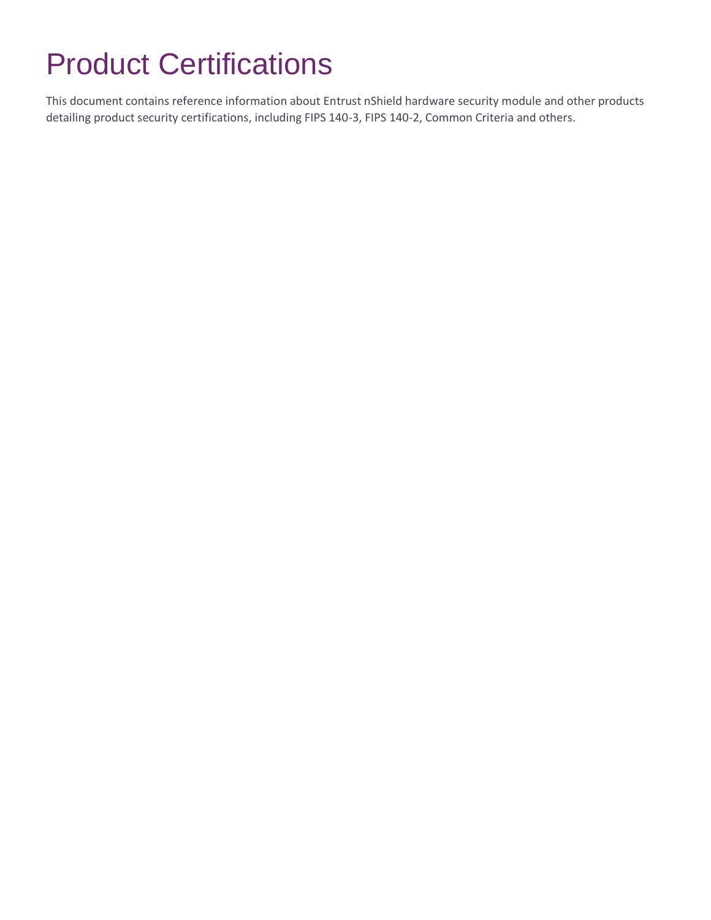# Product Certifications

This document contains reference information about Entrust nShield hardware security module and other products detailing product security certifications, including FIPS 140-3, FIPS 140-2, Common Criteria and others.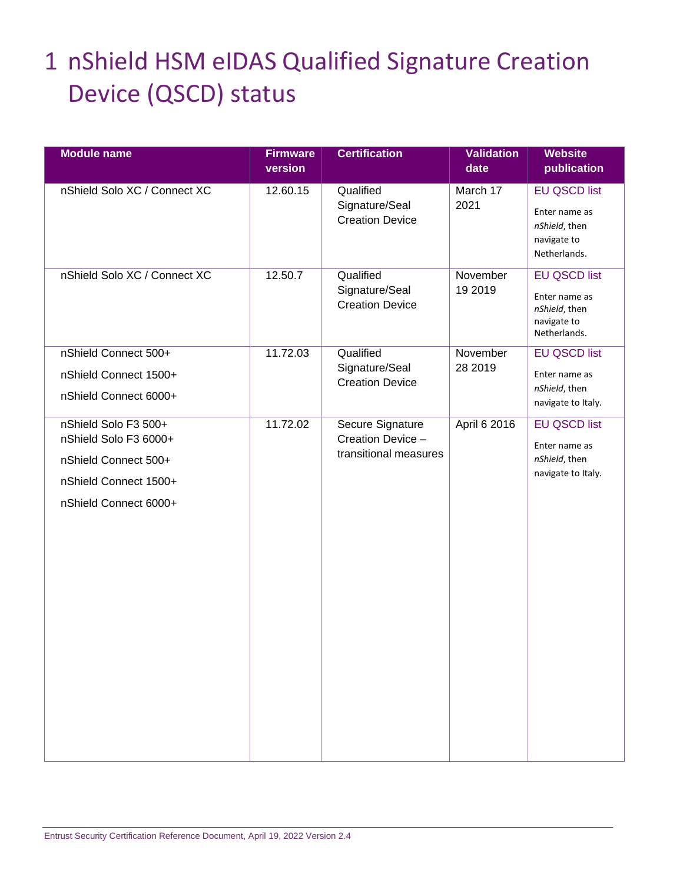# 1 nShield HSM eIDAS Qualified Signature Creation Device (QSCD) status

| Module name | Firmware version | Certification | Validation date | Website publication |
|---|---|---|---|---|
| nShield Solo XC / Connect XC | 12.60.15 | Qualified Signature/Seal Creation Device | March 17 2021 | EU QSCD list<br>Enter name as *nShield*, then navigate to Netherlands. |
| nShield Solo XC / Connect XC | 12.50.7 | Qualified Signature/Seal Creation Device | November 19 2019 | EU QSCD list<br>Enter name as *nShield*, then navigate to Netherlands. |
| nShield Connect 500+<br>nShield Connect 1500+<br>nShield Connect 6000+ | 11.72.03 | Qualified Signature/Seal Creation Device | November 28 2019 | EU QSCD list<br>Enter name as *nShield*, then navigate to Italy. |
| nShield Solo F3 500+<br>nShield Solo F3 6000+<br>nShield Connect 500+<br>nShield Connect 1500+<br>nShield Connect 6000+ | 11.72.02 | Secure Signature Creation Device – transitional measures | April 6 2016 | EU QSCD list<br>Enter name as *nShield*, then navigate to Italy. |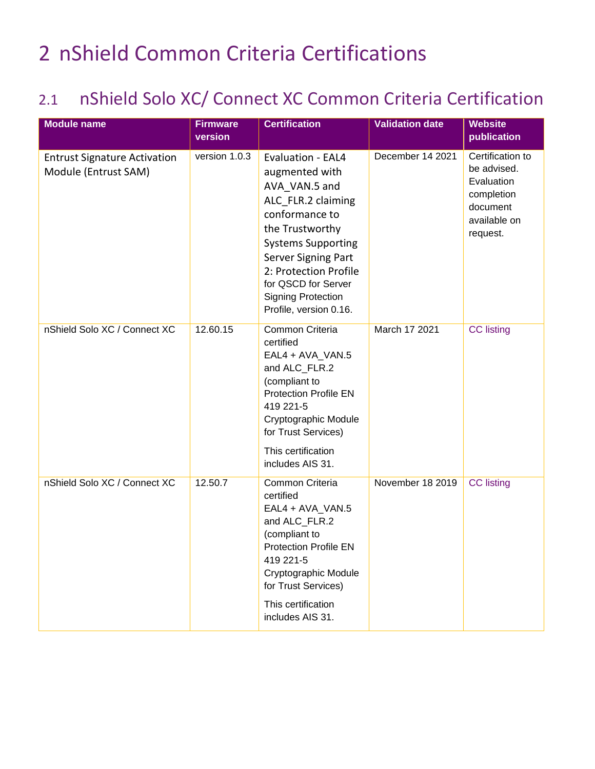# 2 nShield Common Criteria Certifications

## 2.1 nShield Solo XC/ Connect XC Common Criteria Certification

| Module name | Firmware version | Certification | Validation date | Website publication |
| --- | --- | --- | --- | --- |
| Entrust Signature Activation Module (Entrust SAM) | version 1.0.3 | Evaluation - EAL4 augmented with AVA_VAN.5 and ALC_FLR.2 claiming conformance to the Trustworthy Systems Supporting Server Signing Part 2: Protection Profile for QSCD for Server Signing Protection Profile, version 0.16. | December 14 2021 | Certification to be advised. Evaluation completion document available on request. |
| nShield Solo XC / Connect XC | 12.60.15 | Common Criteria certified EAL4 + AVA_VAN.5 and ALC_FLR.2 (compliant to Protection Profile EN 419 221-5 Cryptographic Module for Trust Services)<br><br>This certification includes AIS 31. | March 17 2021 | CC listing |
| nShield Solo XC / Connect XC | 12.50.7 | Common Criteria certified EAL4 + AVA_VAN.5 and ALC_FLR.2 (compliant to Protection Profile EN 419 221-5 Cryptographic Module for Trust Services)<br><br>This certification includes AIS 31. | November 18 2019 | CC listing |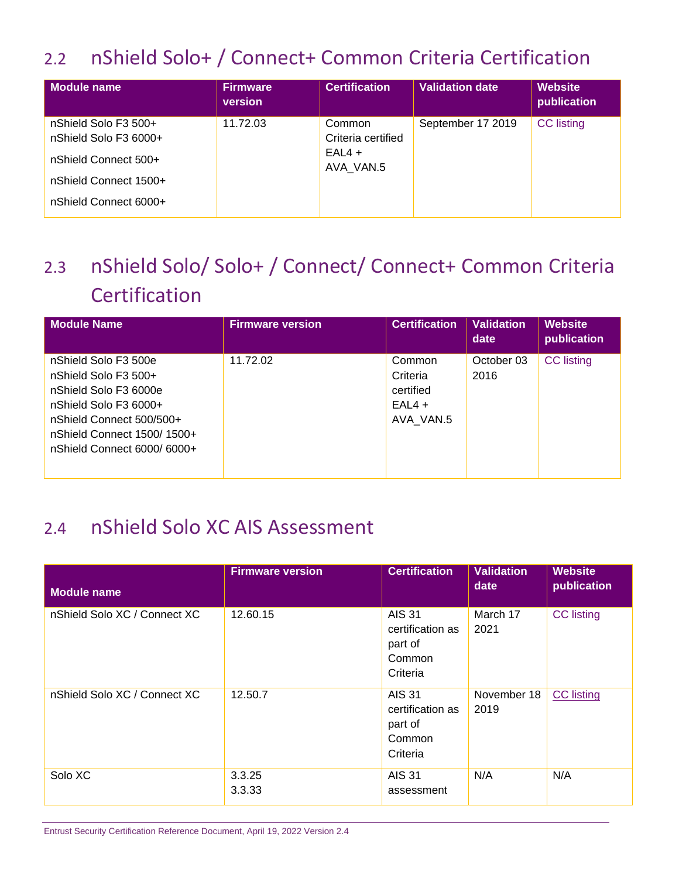## 2.2 nShield Solo+ / Connect+ Common Criteria Certification

| Module name | Firmware version | Certification | Validation date | Website publication |
|---|---|---|---|---|
| nShield Solo F3 500+<br>nShield Solo F3 6000+<br>nShield Connect 500+<br>nShield Connect 1500+<br>nShield Connect 6000+ | 11.72.03 | Common Criteria certified EAL4 + AVA_VAN.5 | September 17 2019 | CC listing |

## 2.3 nShield Solo/ Solo+ / Connect/ Connect+ Common Criteria Certification

| Module Name | Firmware version | Certification | Validation date | Website publication |
|---|---|---|---|---|
| nShield Solo F3 500e<br>nShield Solo F3 500+<br>nShield Solo F3 6000e<br>nShield Solo F3 6000+<br>nShield Connect 500/500+<br>nShield Connect 1500/ 1500+<br>nShield Connect 6000/ 6000+ | 11.72.02 | Common Criteria certified EAL4 + AVA_VAN.5 | October 03 2016 | CC listing |

## 2.4 nShield Solo XC AIS Assessment

| Module name | Firmware version | Certification | Validation date | Website publication |
|---|---|---|---|---|
| nShield Solo XC / Connect XC | 12.60.15 | AIS 31 certification as part of Common Criteria | March 17 2021 | CC listing |
| nShield Solo XC / Connect XC | 12.50.7 | AIS 31 certification as part of Common Criteria | November 18 2019 | CC listing |
| Solo XC | 3.3.25<br>3.3.33 | AIS 31 assessment | N/A | N/A |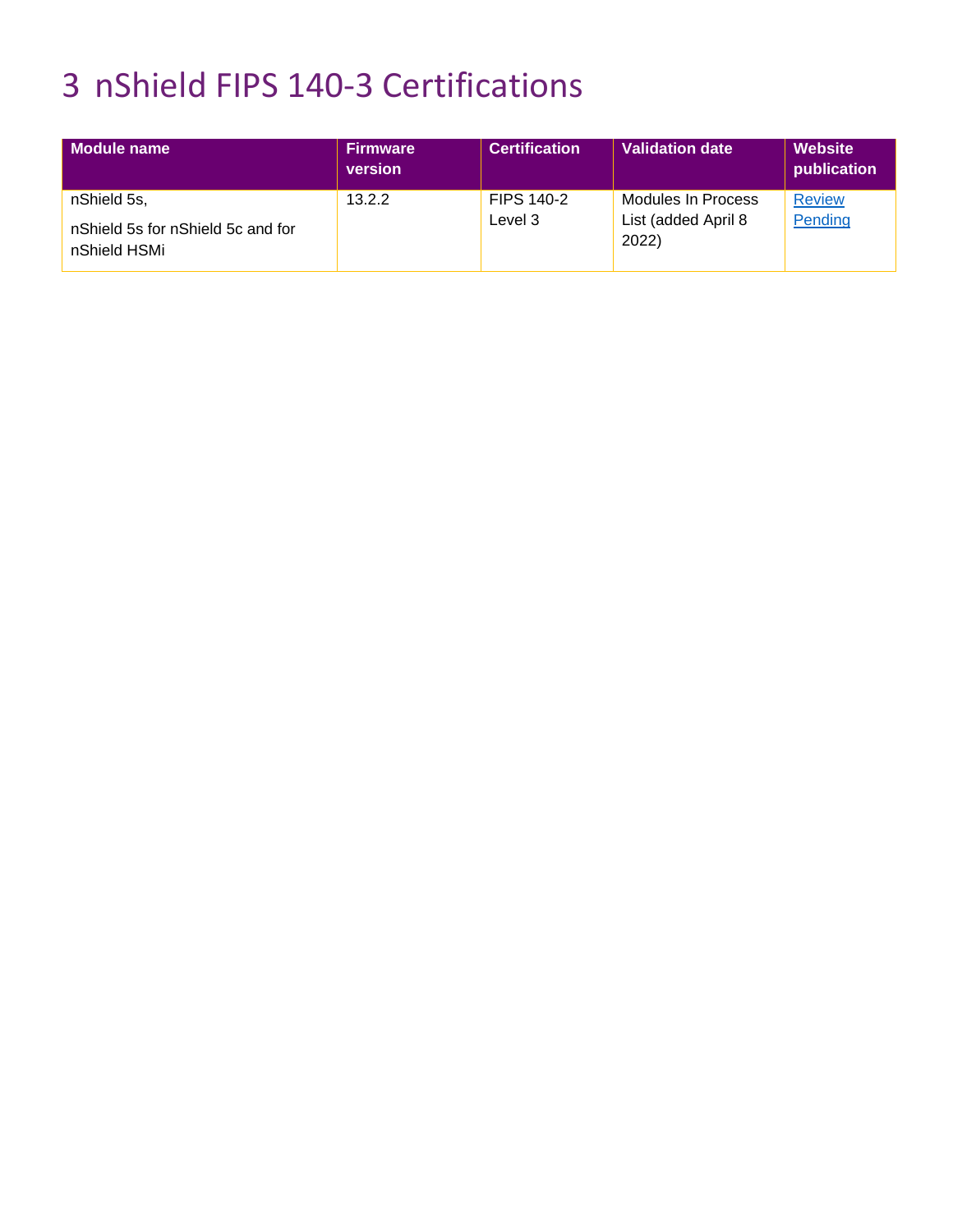# 3 nShield FIPS 140-3 Certifications

| Module name | Firmware version | Certification | Validation date | Website publication |
|---|---|---|---|---|
| nShield 5s,<br>nShield 5s for nShield 5c and for nShield HSMi | 13.2.2 | FIPS 140-2 Level 3 | Modules In Process List (added April 8 2022) | Review Pending |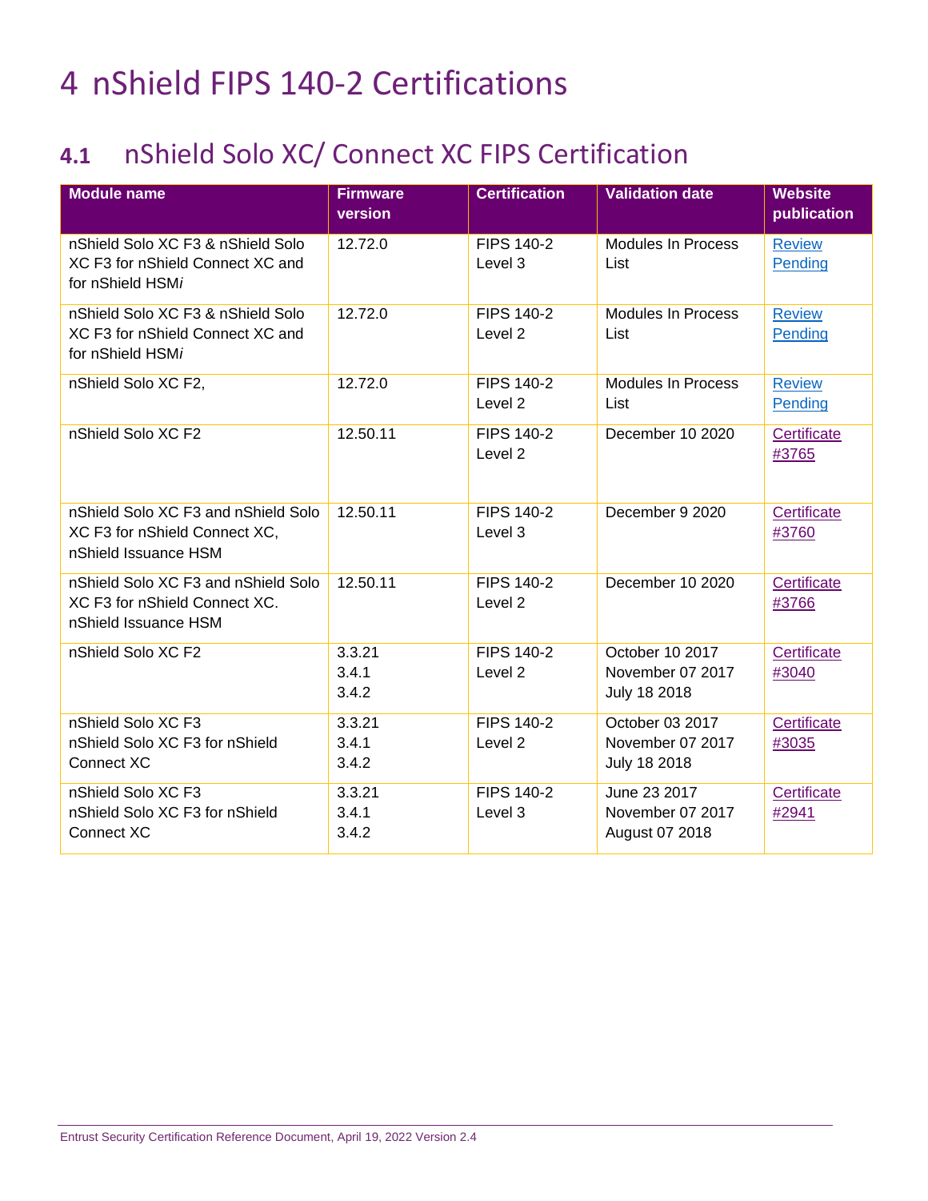# 4 nShield FIPS 140-2 Certifications

## 4.1 nShield Solo XC/ Connect XC FIPS Certification

| Module name | Firmware version | Certification | Validation date | Website publication |
|---|---|---|---|---|
| nShield Solo XC F3 & nShield Solo XC F3 for nShield Connect XC and for nShield HSM*i* | 12.72.0 | FIPS 140-2 Level 3 | Modules In Process List | Review Pending |
| nShield Solo XC F3 & nShield Solo XC F3 for nShield Connect XC and for nShield HSM*i* | 12.72.0 | FIPS 140-2 Level 2 | Modules In Process List | Review Pending |
| nShield Solo XC F2, | 12.72.0 | FIPS 140-2 Level 2 | Modules In Process List | Review Pending |
| nShield Solo XC F2 | 12.50.11 | FIPS 140-2 Level 2 | December 10 2020 | Certificate #3765 |
| nShield Solo XC F3 and nShield Solo XC F3 for nShield Connect XC, nShield Issuance HSM | 12.50.11 | FIPS 140-2 Level 3 | December 9 2020 | Certificate #3760 |
| nShield Solo XC F3 and nShield Solo XC F3 for nShield Connect XC. nShield Issuance HSM | 12.50.11 | FIPS 140-2 Level 2 | December 10 2020 | Certificate #3766 |
| nShield Solo XC F2 | 3.3.21<br>3.4.1<br>3.4.2 | FIPS 140-2 Level 2 | October 10 2017<br>November 07 2017<br>July 18 2018 | Certificate #3040 |
| nShield Solo XC F3<br>nShield Solo XC F3 for nShield Connect XC | 3.3.21<br>3.4.1<br>3.4.2 | FIPS 140-2 Level 2 | October 03 2017<br>November 07 2017<br>July 18 2018 | Certificate #3035 |
| nShield Solo XC F3<br>nShield Solo XC F3 for nShield Connect XC | 3.3.21<br>3.4.1<br>3.4.2 | FIPS 140-2 Level 3 | June 23 2017<br>November 07 2017<br>August 07 2018 | Certificate #2941 |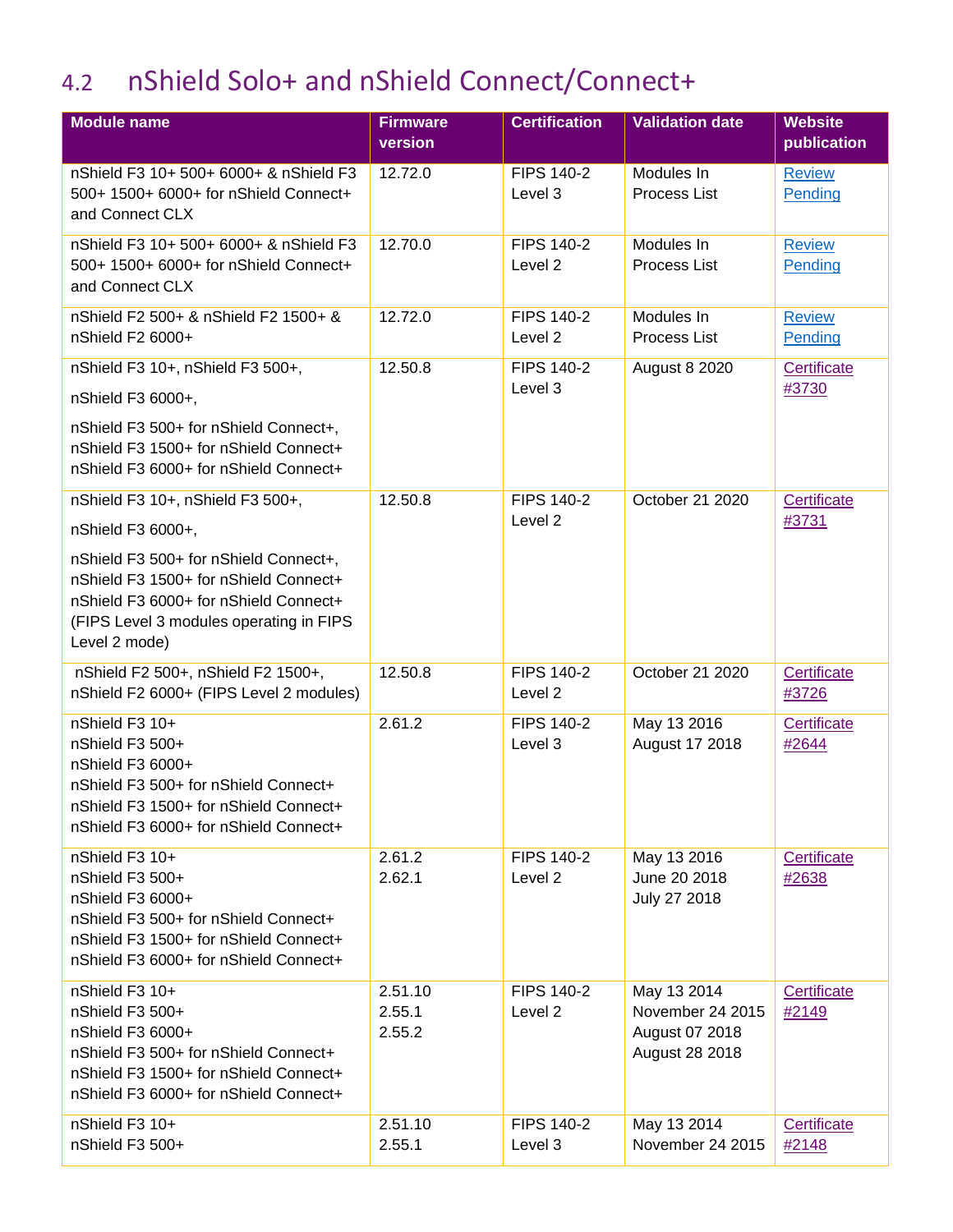## 4.2 nShield Solo+ and nShield Connect/Connect+

| Module name | Firmware version | Certification | Validation date | Website publication |
|---|---|---|---|---|
| nShield F3 10+ 500+ 6000+ & nShield F3 500+ 1500+ 6000+ for nShield Connect+ and Connect CLX | 12.72.0 | FIPS 140-2 Level 3 | Modules In Process List | Review Pending |
| nShield F3 10+ 500+ 6000+ & nShield F3 500+ 1500+ 6000+ for nShield Connect+ and Connect CLX | 12.70.0 | FIPS 140-2 Level 2 | Modules In Process List | Review Pending |
| nShield F2 500+ & nShield F2 1500+ & nShield F2 6000+ | 12.72.0 | FIPS 140-2 Level 2 | Modules In Process List | Review Pending |
| nShield F3 10+, nShield F3 500+,<br>nShield F3 6000+,<br>nShield F3 500+ for nShield Connect+, nShield F3 1500+ for nShield Connect+ nShield F3 6000+ for nShield Connect+ | 12.50.8 | FIPS 140-2 Level 3 | August 8 2020 | Certificate #3730 |
| nShield F3 10+, nShield F3 500+,<br>nShield F3 6000+,<br>nShield F3 500+ for nShield Connect+, nShield F3 1500+ for nShield Connect+ nShield F3 6000+ for nShield Connect+ (FIPS Level 3 modules operating in FIPS Level 2 mode) | 12.50.8 | FIPS 140-2 Level 2 | October 21 2020 | Certificate #3731 |
| nShield F2 500+, nShield F2 1500+, nShield F2 6000+ (FIPS Level 2 modules) | 12.50.8 | FIPS 140-2 Level 2 | October 21 2020 | Certificate #3726 |
| nShield F3 10+<br>nShield F3 500+<br>nShield F3 6000+<br>nShield F3 500+ for nShield Connect+<br>nShield F3 1500+ for nShield Connect+<br>nShield F3 6000+ for nShield Connect+ | 2.61.2 | FIPS 140-2 Level 3 | May 13 2016<br>August 17 2018 | Certificate #2644 |
| nShield F3 10+<br>nShield F3 500+<br>nShield F3 6000+<br>nShield F3 500+ for nShield Connect+<br>nShield F3 1500+ for nShield Connect+<br>nShield F3 6000+ for nShield Connect+ | 2.61.2<br>2.62.1 | FIPS 140-2 Level 2 | May 13 2016<br>June 20 2018<br>July 27 2018 | Certificate #2638 |
| nShield F3 10+<br>nShield F3 500+<br>nShield F3 6000+<br>nShield F3 500+ for nShield Connect+<br>nShield F3 1500+ for nShield Connect+<br>nShield F3 6000+ for nShield Connect+ | 2.51.10<br>2.55.1<br>2.55.2 | FIPS 140-2 Level 2 | May 13 2014<br>November 24 2015<br>August 07 2018<br>August 28 2018 | Certificate #2149 |
| nShield F3 10+<br>nShield F3 500+ | 2.51.10<br>2.55.1 | FIPS 140-2 Level 3 | May 13 2014<br>November 24 2015 | Certificate #2148 |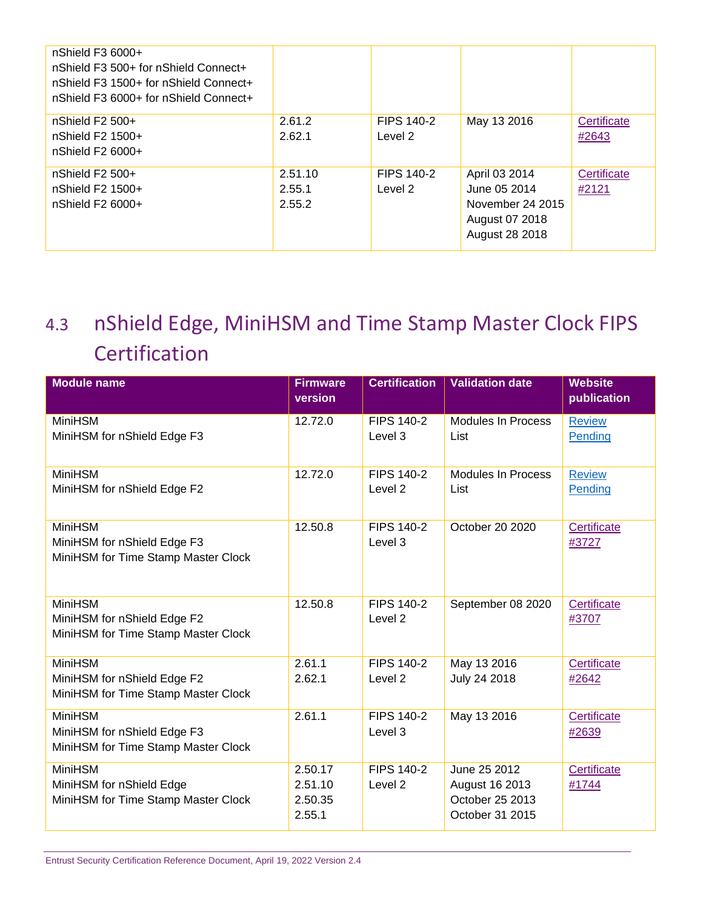| | | | | |
|---|---|---|---|---|
| nShield F3 6000+<br>nShield F3 500+ for nShield Connect+<br>nShield F3 1500+ for nShield Connect+<br>nShield F3 6000+ for nShield Connect+ | | | | |
| nShield F2 500+<br>nShield F2 1500+<br>nShield F2 6000+ | 2.61.2<br>2.62.1 | FIPS 140-2 Level 2 | May 13 2016 | Certificate #2643 |
| nShield F2 500+<br>nShield F2 1500+<br>nShield F2 6000+ | 2.51.10<br>2.55.1<br>2.55.2 | FIPS 140-2 Level 2 | April 03 2014<br>June 05 2014<br>November 24 2015<br>August 07 2018<br>August 28 2018 | Certificate #2121 |

## 4.3 nShield Edge, MiniHSM and Time Stamp Master Clock FIPS Certification

| Module name | Firmware version | Certification | Validation date | Website publication |
|---|---|---|---|---|
| MiniHSM<br>MiniHSM for nShield Edge F3 | 12.72.0 | FIPS 140-2 Level 3 | Modules In Process List | Review Pending |
| MiniHSM<br>MiniHSM for nShield Edge F2 | 12.72.0 | FIPS 140-2 Level 2 | Modules In Process List | Review Pending |
| MiniHSM<br>MiniHSM for nShield Edge F3<br>MiniHSM for Time Stamp Master Clock | 12.50.8 | FIPS 140-2 Level 3 | October 20 2020 | Certificate #3727 |
| MiniHSM<br>MiniHSM for nShield Edge F2<br>MiniHSM for Time Stamp Master Clock | 12.50.8 | FIPS 140-2 Level 2 | September 08 2020 | Certificate #3707 |
| MiniHSM<br>MiniHSM for nShield Edge F2<br>MiniHSM for Time Stamp Master Clock | 2.61.1<br>2.62.1 | FIPS 140-2 Level 2 | May 13 2016<br>July 24 2018 | Certificate #2642 |
| MiniHSM<br>MiniHSM for nShield Edge F3<br>MiniHSM for Time Stamp Master Clock | 2.61.1 | FIPS 140-2 Level 3 | May 13 2016 | Certificate #2639 |
| MiniHSM<br>MiniHSM for nShield Edge<br>MiniHSM for Time Stamp Master Clock | 2.50.17<br>2.51.10<br>2.50.35<br>2.55.1 | FIPS 140-2 Level 2 | June 25 2012<br>August 16 2013<br>October 25 2013<br>October 31 2015 | Certificate #1744 |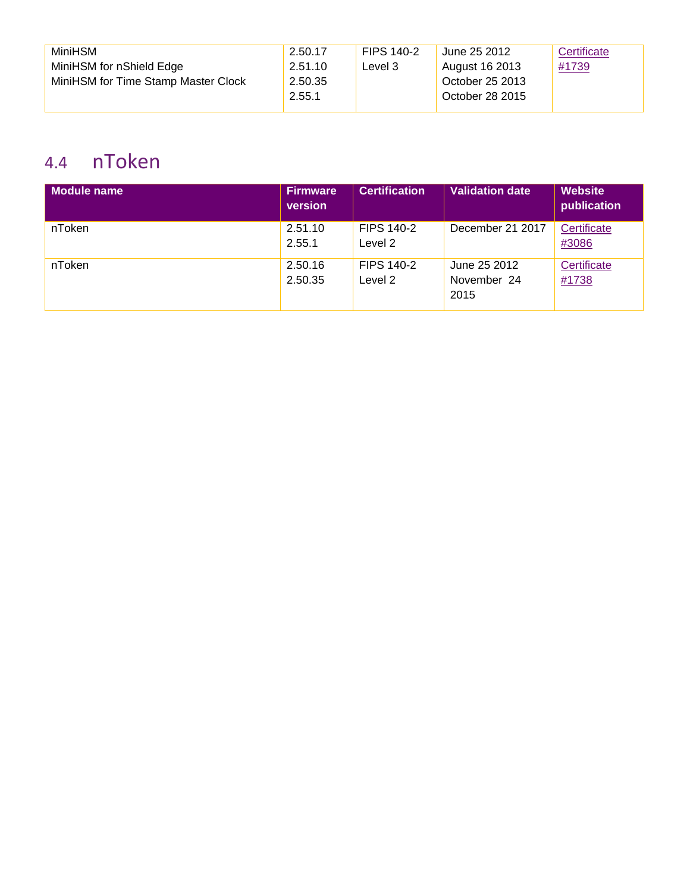| | | | | |
|---|---|---|---|---|
| MiniHSM<br>MiniHSM for nShield Edge<br>MiniHSM for Time Stamp Master Clock | 2.50.17<br>2.51.10<br>2.50.35<br>2.55.1 | FIPS 140-2 Level 3 | June 25 2012<br>August 16 2013<br>October 25 2013<br>October 28 2015 | Certificate #1739 |

## 4.4 nToken

| Module name | Firmware version | Certification | Validation date | Website publication |
|---|---|---|---|---|
| nToken | 2.51.10<br>2.55.1 | FIPS 140-2 Level 2 | December 21 2017 | Certificate #3086 |
| nToken | 2.50.16<br>2.50.35 | FIPS 140-2 Level 2 | June 25 2012<br>November 24 2015 | Certificate #1738 |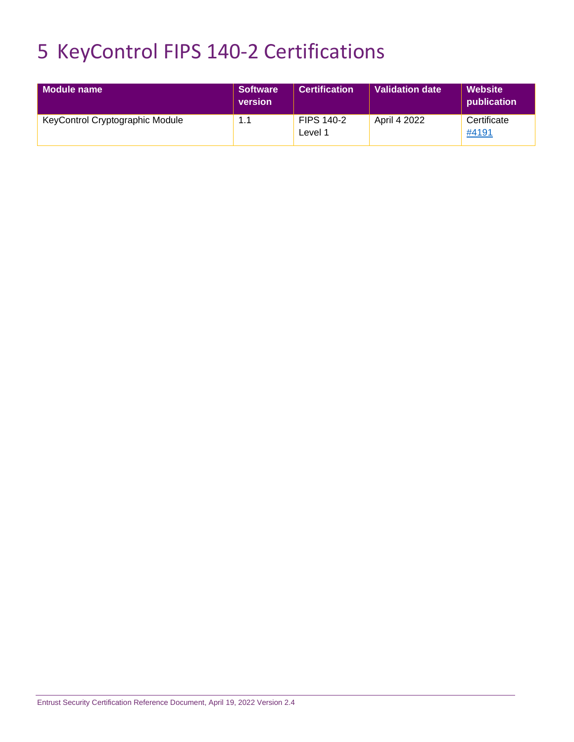# 5 KeyControl FIPS 140-2 Certifications

| Module name | Software version | Certification | Validation date | Website publication |
|---|---|---|---|---|
| KeyControl Cryptographic Module | 1.1 | FIPS 140-2 Level 1 | April 4 2022 | Certificate #4191 |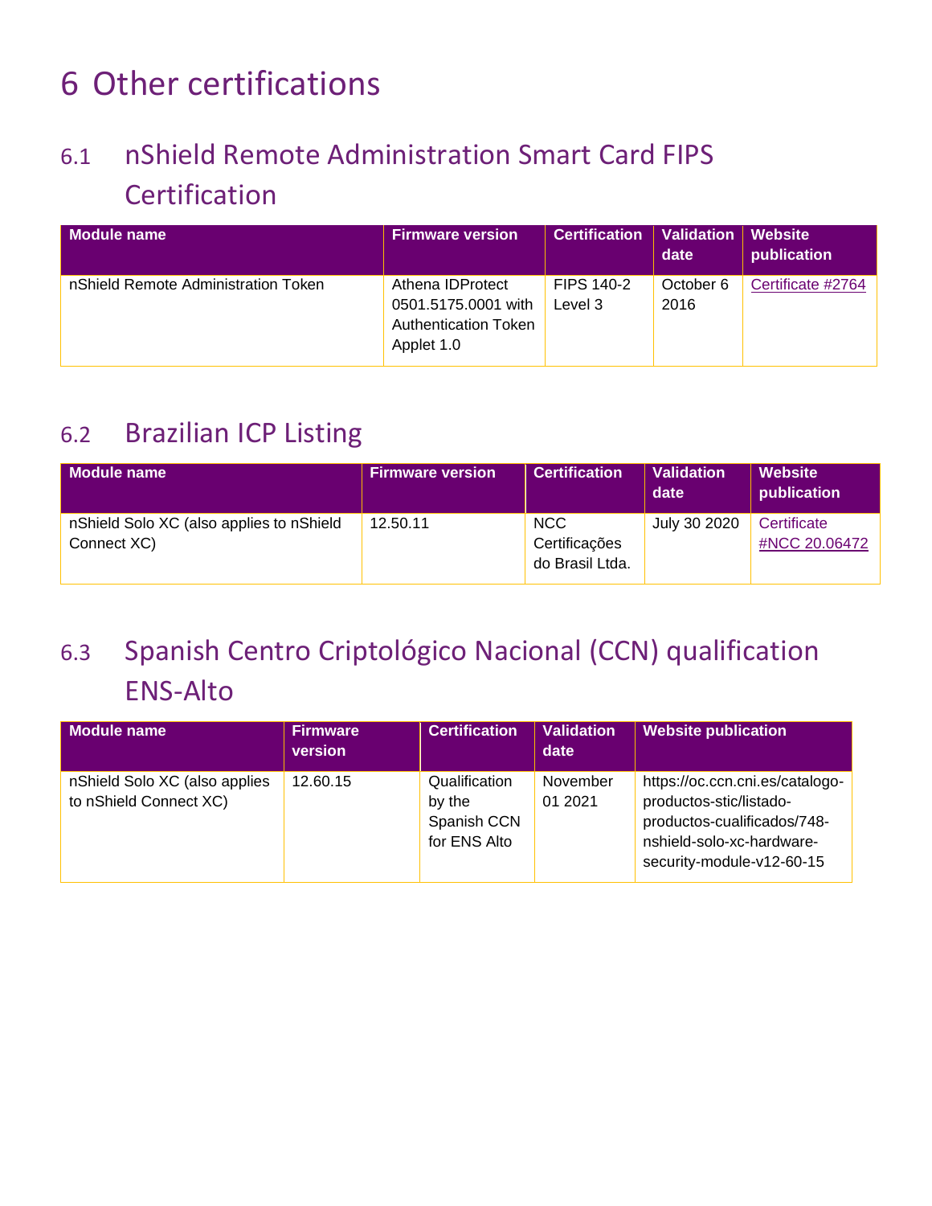# 6 Other certifications

## 6.1 nShield Remote Administration Smart Card FIPS Certification

| Module name | Firmware version | Certification | Validation date | Website publication |
| --- | --- | --- | --- | --- |
| nShield Remote Administration Token | Athena IDProtect 0501.5175.0001 with Authentication Token Applet 1.0 | FIPS 140-2 Level 3 | October 6 2016 | Certificate #2764 |

## 6.2 Brazilian ICP Listing

| Module name | Firmware version | Certification | Validation date | Website publication |
| --- | --- | --- | --- | --- |
| nShield Solo XC (also applies to nShield Connect XC) | 12.50.11 | NCC Certificações do Brasil Ltda. | July 30 2020 | Certificate #NCC 20.06472 |

## 6.3 Spanish Centro Criptológico Nacional (CCN) qualification ENS-Alto

| Module name | Firmware version | Certification | Validation date | Website publication |
| --- | --- | --- | --- | --- |
| nShield Solo XC (also applies to nShield Connect XC) | 12.60.15 | Qualification by the Spanish CCN for ENS Alto | November 01 2021 | https://oc.ccn.cni.es/catalogo-productos-stic/listado-productos-cualificados/748-nshield-solo-xc-hardware-security-module-v12-60-15 |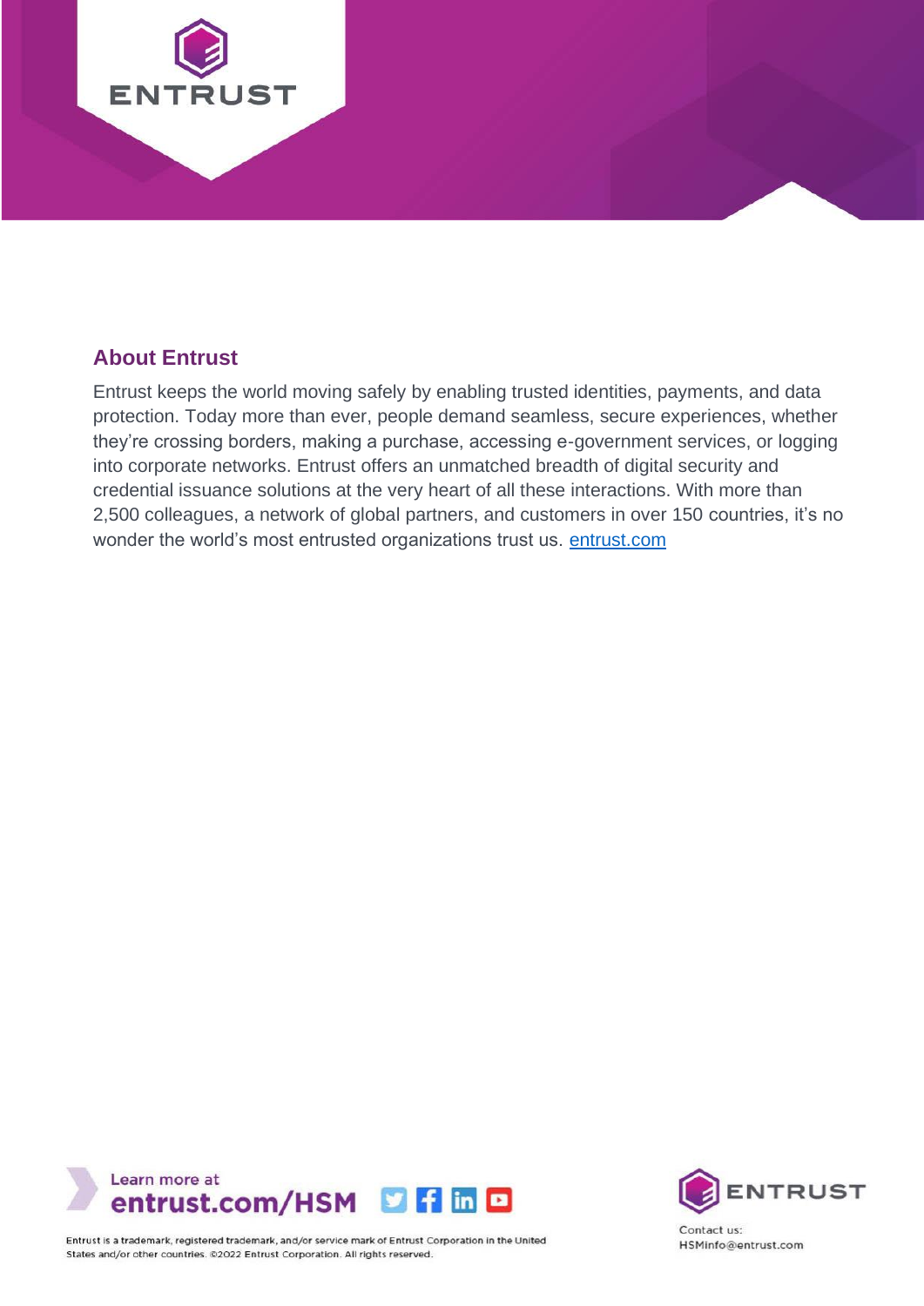## About Entrust

Entrust keeps the world moving safely by enabling trusted identities, payments, and data protection. Today more than ever, people demand seamless, secure experiences, whether they're crossing borders, making a purchase, accessing e-government services, or logging into corporate networks. Entrust offers an unmatched breadth of digital security and credential issuance solutions at the very heart of all these interactions. With more than 2,500 colleagues, a network of global partners, and customers in over 150 countries, it's no wonder the world's most entrusted organizations trust us. [entrust.com](https://www.entrust.com)

Learn more at
**entrust.com/HSM**

Entrust is a trademark, registered trademark, and/or service mark of Entrust Corporation in the United States and/or other countries. ©2022 Entrust Corporation. All rights reserved.

ENTRUST

Contact us:
HSMinfo@entrust.com